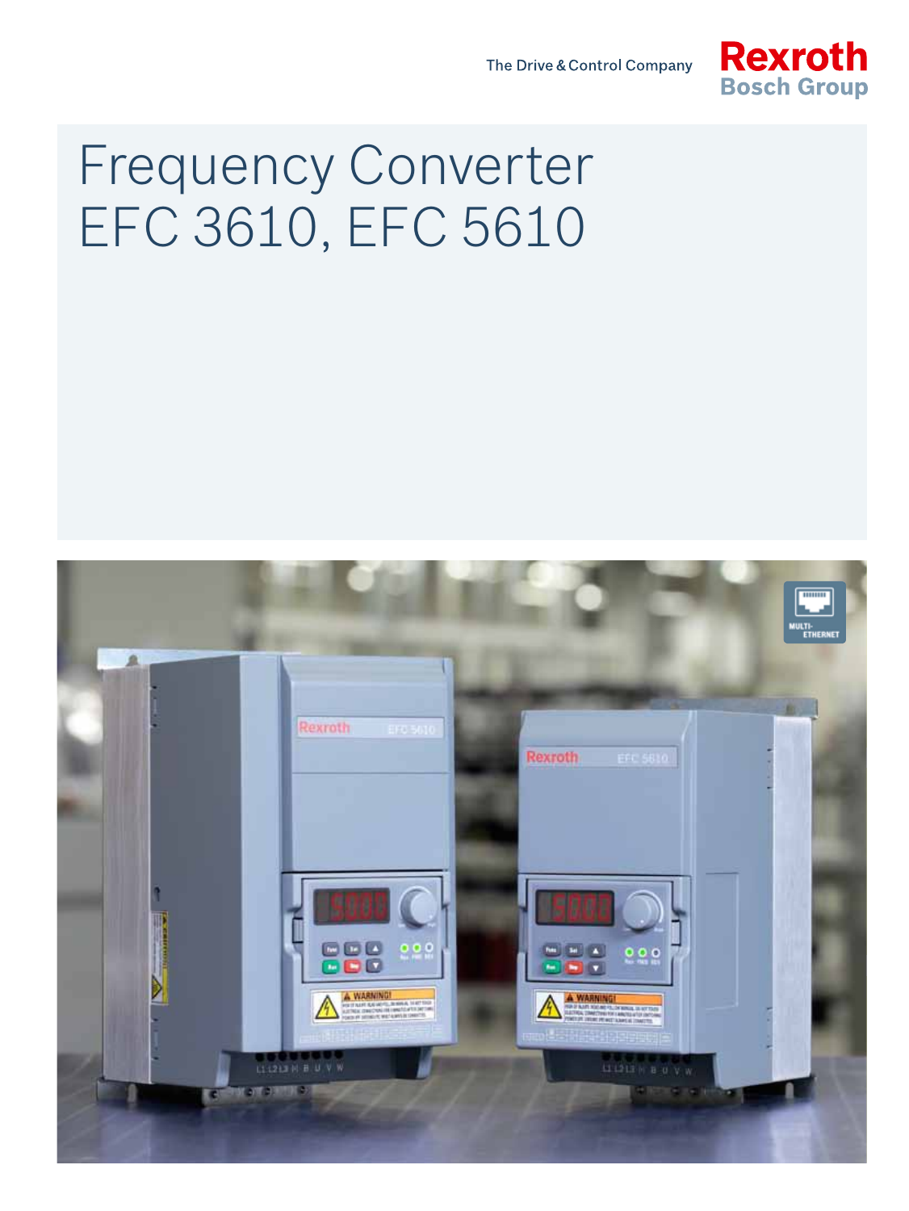The Drive & Control Company

Rexroth
Bosch Group

# Frequency Converter
# EFC 3610, EFC 5610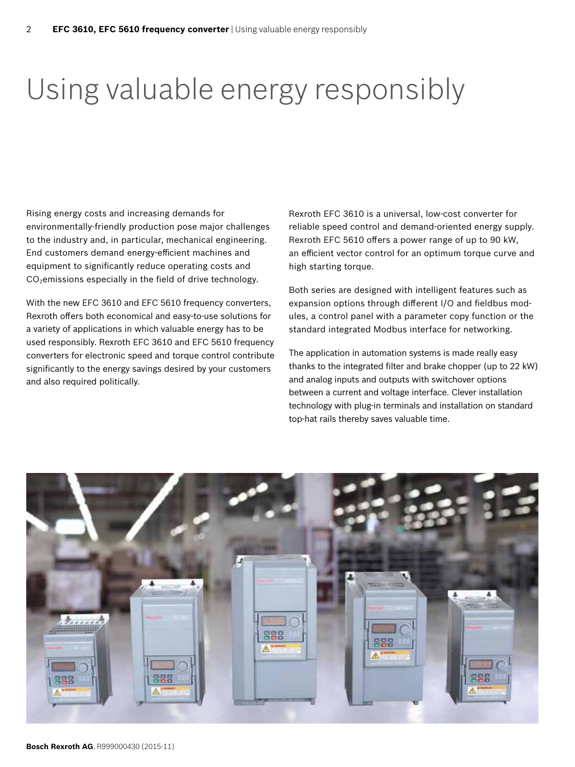# Using valuable energy responsibly

Rising energy costs and increasing demands for environmentally-friendly production pose major challenges to the industry and, in particular, mechanical engineering. End customers demand energy-efficient machines and equipment to significantly reduce operating costs and $CO_2$ emissions especially in the field of drive technology.

With the new EFC 3610 and EFC 5610 frequency converters, Rexroth offers both economical and easy-to-use solutions for a variety of applications in which valuable energy has to be used responsibly. Rexroth EFC 3610 and EFC 5610 frequency converters for electronic speed and torque control contribute significantly to the energy savings desired by your customers and also required politically.

Rexroth EFC 3610 is a universal, low-cost converter for reliable speed control and demand-oriented energy supply. Rexroth EFC 5610 offers a power range of up to 90 kW, an efficient vector control for an optimum torque curve and high starting torque.

Both series are designed with intelligent features such as expansion options through different I/O and fieldbus modules, a control panel with a parameter copy function or the standard integrated Modbus interface for networking.

The application in automation systems is made really easy thanks to the integrated filter and brake chopper (up to 22 kW) and analog inputs and outputs with switchover options between a current and voltage interface. Clever installation technology with plug-in terminals and installation on standard top-hat rails thereby saves valuable time.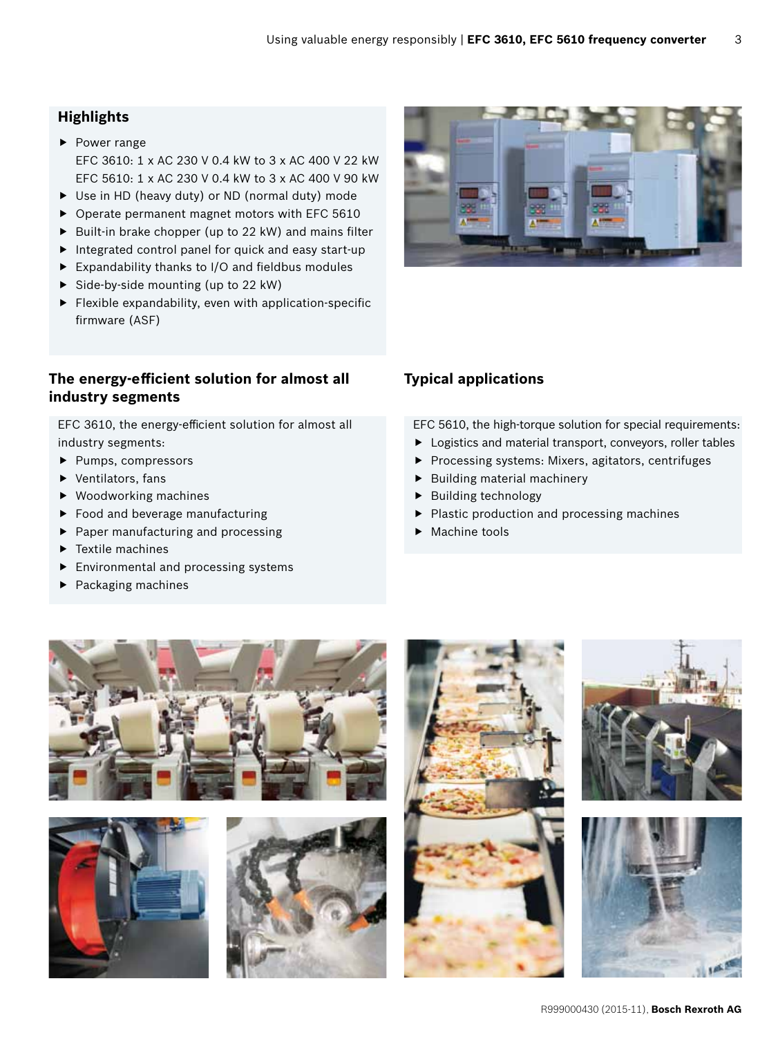## Highlights

- Power range
  EFC 3610: 1 x AC 230 V 0.4 kW to 3 x AC 400 V 22 kW
  EFC 5610: 1 x AC 230 V 0.4 kW to 3 x AC 400 V 90 kW
- Use in HD (heavy duty) or ND (normal duty) mode
- Operate permanent magnet motors with EFC 5610
- Built-in brake chopper (up to 22 kW) and mains filter
- Integrated control panel for quick and easy start-up
- Expandability thanks to I/O and fieldbus modules
- Side-by-side mounting (up to 22 kW)
- Flexible expandability, even with application-specific firmware (ASF)

## The energy-efficient solution for almost all industry segments

EFC 3610, the energy-efficient solution for almost all industry segments:

- Pumps, compressors
- Ventilators, fans
- Woodworking machines
- Food and beverage manufacturing
- Paper manufacturing and processing
- Textile machines
- Environmental and processing systems
- Packaging machines

## Typical applications

EFC 5610, the high-torque solution for special requirements:

- Logistics and material transport, conveyors, roller tables
- Processing systems: Mixers, agitators, centrifuges
- Building material machinery
- Building technology
- Plastic production and processing machines
- Machine tools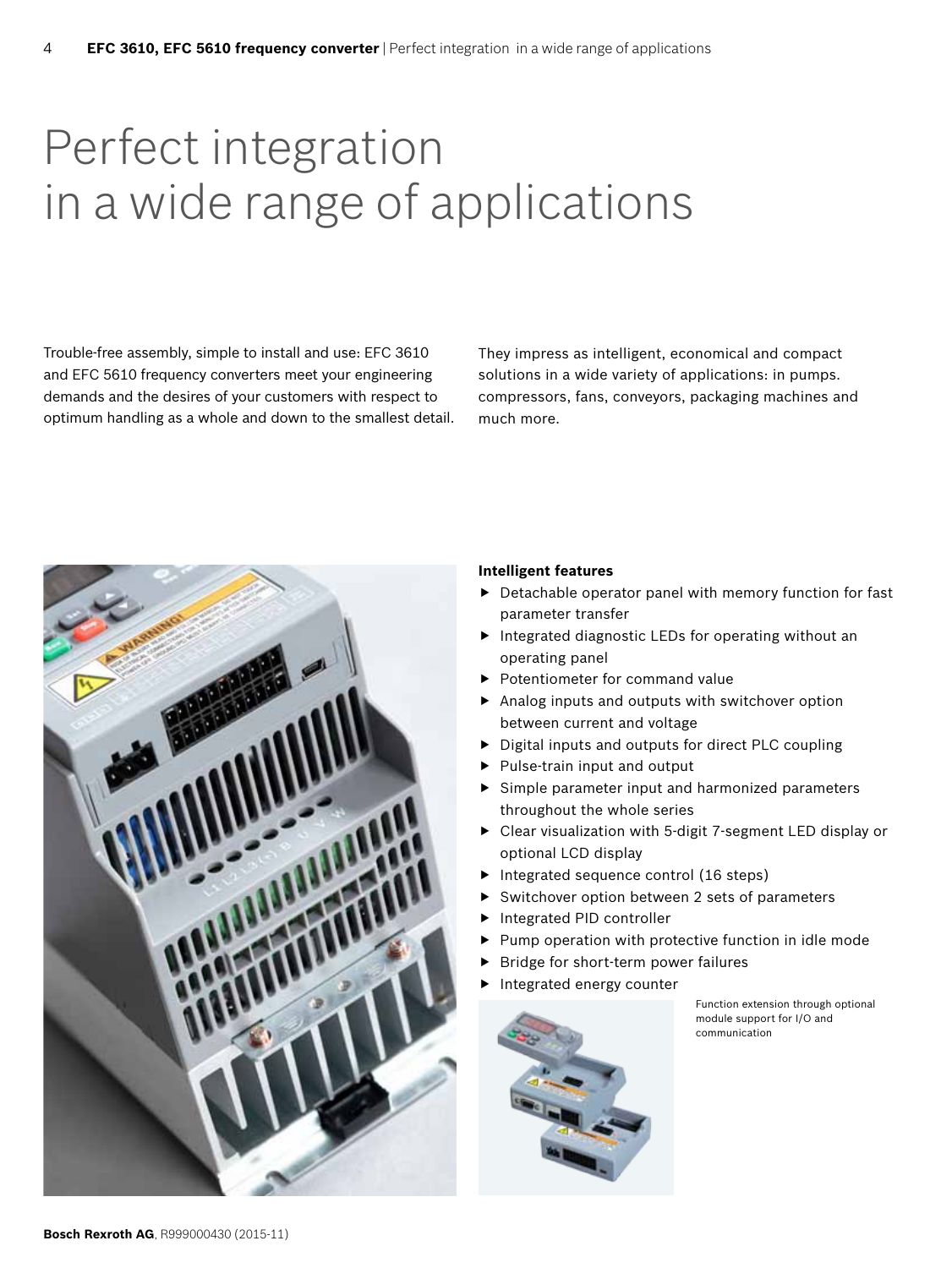# Perfect integration in a wide range of applications

Trouble-free assembly, simple to install and use: EFC 3610 and EFC 5610 frequency converters meet your engineering demands and the desires of your customers with respect to optimum handling as a whole and down to the smallest detail. They impress as intelligent, economical and compact solutions in a wide variety of applications: in pumps. compressors, fans, conveyors, packaging machines and much more.

**Intelligent features**

- Detachable operator panel with memory function for fast parameter transfer
- Integrated diagnostic LEDs for operating without an operating panel
- Potentiometer for command value
- Analog inputs and outputs with switchover option between current and voltage
- Digital inputs and outputs for direct PLC coupling
- Pulse-train input and output
- Simple parameter input and harmonized parameters throughout the whole series
- Clear visualization with 5-digit 7-segment LED display or optional LCD display
- Integrated sequence control (16 steps)
- Switchover option between 2 sets of parameters
- Integrated PID controller
- Pump operation with protective function in idle mode
- Bridge for short-term power failures
- Integrated energy counter

Function extension through optional module support for I/O and communication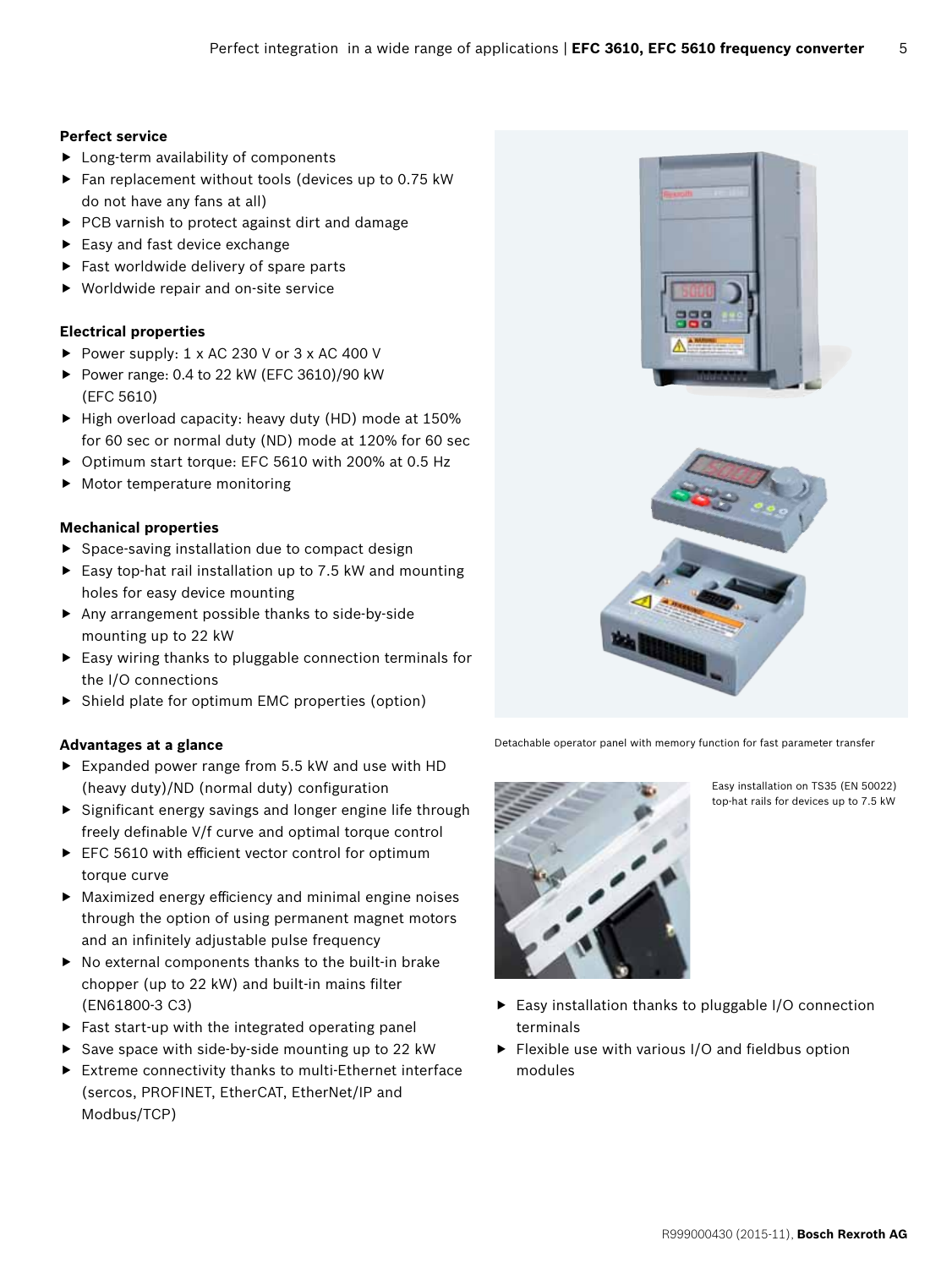### Perfect service

- Long-term availability of components
- Fan replacement without tools (devices up to 0.75 kW do not have any fans at all)
- PCB varnish to protect against dirt and damage
- Easy and fast device exchange
- Fast worldwide delivery of spare parts
- Worldwide repair and on-site service

### Electrical properties

- Power supply: 1 x AC 230 V or 3 x AC 400 V
- Power range: 0.4 to 22 kW (EFC 3610)/90 kW (EFC 5610)
- High overload capacity: heavy duty (HD) mode at 150% for 60 sec or normal duty (ND) mode at 120% for 60 sec
- Optimum start torque: EFC 5610 with 200% at 0.5 Hz
- Motor temperature monitoring

### Mechanical properties

- Space-saving installation due to compact design
- Easy top-hat rail installation up to 7.5 kW and mounting holes for easy device mounting
- Any arrangement possible thanks to side-by-side mounting up to 22 kW
- Easy wiring thanks to pluggable connection terminals for the I/O connections
- Shield plate for optimum EMC properties (option)

### Advantages at a glance

- Expanded power range from 5.5 kW and use with HD (heavy duty)/ND (normal duty) configuration
- Significant energy savings and longer engine life through freely definable V/f curve and optimal torque control
- EFC 5610 with efficient vector control for optimum torque curve
- Maximized energy efficiency and minimal engine noises through the option of using permanent magnet motors and an infinitely adjustable pulse frequency
- No external components thanks to the built-in brake chopper (up to 22 kW) and built-in mains filter (EN61800-3 C3)
- Fast start-up with the integrated operating panel
- Save space with side-by-side mounting up to 22 kW
- Extreme connectivity thanks to multi-Ethernet interface (sercos, PROFINET, EtherCAT, EtherNet/IP and Modbus/TCP)

Detachable operator panel with memory function for fast parameter transfer

Easy installation on TS35 (EN 50022) top-hat rails for devices up to 7.5 kW

- Easy installation thanks to pluggable I/O connection terminals
- Flexible use with various I/O and fieldbus option modules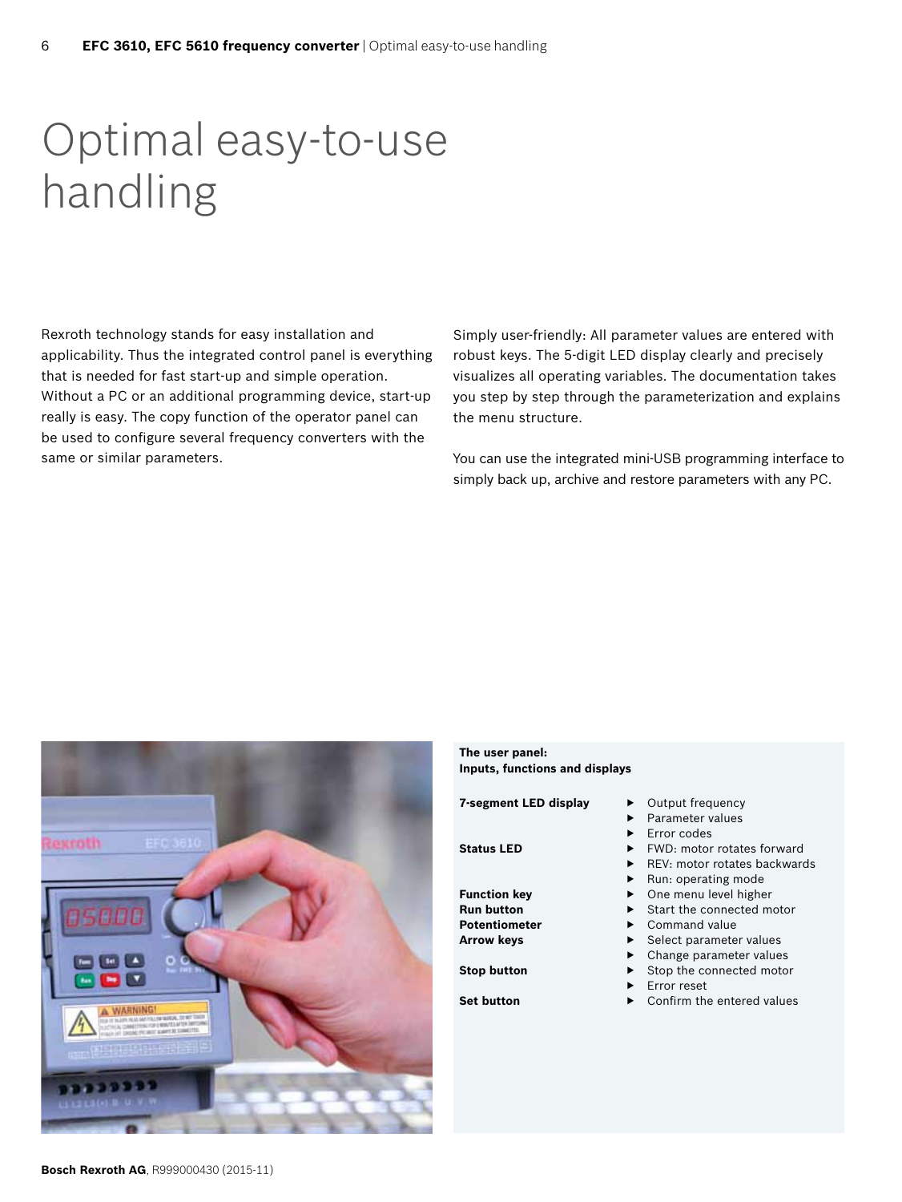# Optimal easy-to-use handling

Rexroth technology stands for easy installation and applicability. Thus the integrated control panel is everything that is needed for fast start-up and simple operation. Without a PC or an additional programming device, start-up really is easy. The copy function of the operator panel can be used to configure several frequency converters with the same or similar parameters.

Simply user-friendly: All parameter values are entered with robust keys. The 5-digit LED display clearly and precisely visualizes all operating variables. The documentation takes you step by step through the parameterization and explains the menu structure.

You can use the integrated mini-USB programming interface to simply back up, archive and restore parameters with any PC.

**The user panel:**
**Inputs, functions and displays**

| | |
|---|---|
| **7-segment LED display** | ▸ Output frequency<br>▸ Parameter values<br>▸ Error codes |
| **Status LED** | ▸ FWD: motor rotates forward<br>▸ REV: motor rotates backwards<br>▸ Run: operating mode |
| **Function key** | ▸ One menu level higher |
| **Run button** | ▸ Start the connected motor |
| **Potentiometer** | ▸ Command value |
| **Arrow keys** | ▸ Select parameter values<br>▸ Change parameter values |
| **Stop button** | ▸ Stop the connected motor<br>▸ Error reset |
| **Set button** | ▸ Confirm the entered values |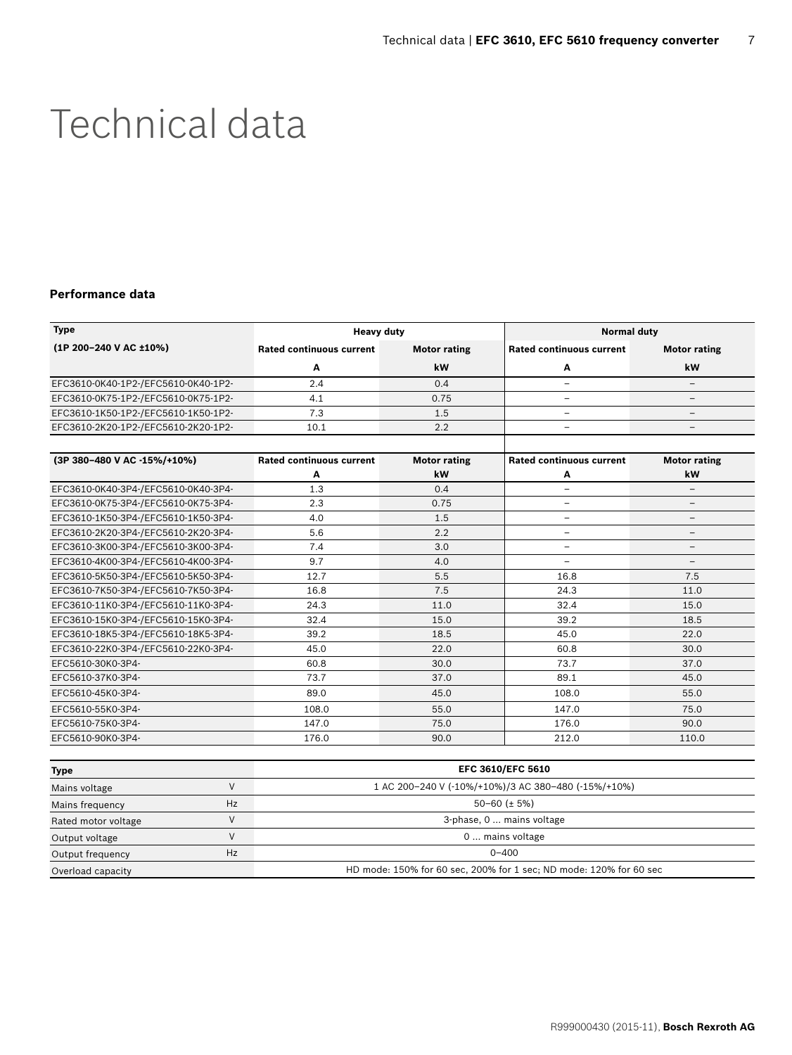// Technical data

## Performance data

| Type | Heavy duty | | Normal duty | |
|---|---|---|---|---|
| (1P 200–240 V AC ±10%) | Rated continuous current | Motor rating | Rated continuous current | Motor rating |
| | A | kW | A | kW |
| EFC3610-0K40-1P2-/EFC5610-0K40-1P2- | 2.4 | 0.4 | – | – |
| EFC3610-0K75-1P2-/EFC5610-0K75-1P2- | 4.1 | 0.75 | – | – |
| EFC3610-1K50-1P2-/EFC5610-1K50-1P2- | 7.3 | 1.5 | – | – |
| EFC3610-2K20-1P2-/EFC5610-2K20-1P2- | 10.1 | 2.2 | – | – |

| (3P 380–480 V AC -15%/+10%) | Rated continuous current | Motor rating | Rated continuous current | Motor rating |
|---|---|---|---|---|
| | A | kW | A | kW |
| EFC3610-0K40-3P4-/EFC5610-0K40-3P4- | 1.3 | 0.4 | – | – |
| EFC3610-0K75-3P4-/EFC5610-0K75-3P4- | 2.3 | 0.75 | – | – |
| EFC3610-1K50-3P4-/EFC5610-1K50-3P4- | 4.0 | 1.5 | – | – |
| EFC3610-2K20-3P4-/EFC5610-2K20-3P4- | 5.6 | 2.2 | – | – |
| EFC3610-3K00-3P4-/EFC5610-3K00-3P4- | 7.4 | 3.0 | – | – |
| EFC3610-4K00-3P4-/EFC5610-4K00-3P4- | 9.7 | 4.0 | – | – |
| EFC3610-5K50-3P4-/EFC5610-5K50-3P4- | 12.7 | 5.5 | 16.8 | 7.5 |
| EFC3610-7K50-3P4-/EFC5610-7K50-3P4- | 16.8 | 7.5 | 24.3 | 11.0 |
| EFC3610-11K0-3P4-/EFC5610-11K0-3P4- | 24.3 | 11.0 | 32.4 | 15.0 |
| EFC3610-15K0-3P4-/EFC5610-15K0-3P4- | 32.4 | 15.0 | 39.2 | 18.5 |
| EFC3610-18K5-3P4-/EFC5610-18K5-3P4- | 39.2 | 18.5 | 45.0 | 22.0 |
| EFC3610-22K0-3P4-/EFC5610-22K0-3P4- | 45.0 | 22.0 | 60.8 | 30.0 |
| EFC5610-30K0-3P4- | 60.8 | 30.0 | 73.7 | 37.0 |
| EFC5610-37K0-3P4- | 73.7 | 37.0 | 89.1 | 45.0 |
| EFC5610-45K0-3P4- | 89.0 | 45.0 | 108.0 | 55.0 |
| EFC5610-55K0-3P4- | 108.0 | 55.0 | 147.0 | 75.0 |
| EFC5610-75K0-3P4- | 147.0 | 75.0 | 176.0 | 90.0 |
| EFC5610-90K0-3P4- | 176.0 | 90.0 | 212.0 | 110.0 |

| Type | | EFC 3610/EFC 5610 |
|---|---|---|
| Mains voltage | V | 1 AC 200–240 V (-10%/+10%)/3 AC 380–480 (-15%/+10%) |
| Mains frequency | Hz | 50–60 (± 5%) |
| Rated motor voltage | V | 3-phase, 0 ... mains voltage |
| Output voltage | V | 0 ... mains voltage |
| Output frequency | Hz | 0–400 |
| Overload capacity | | HD mode: 150% for 60 sec, 200% for 1 sec; ND mode: 120% for 60 sec |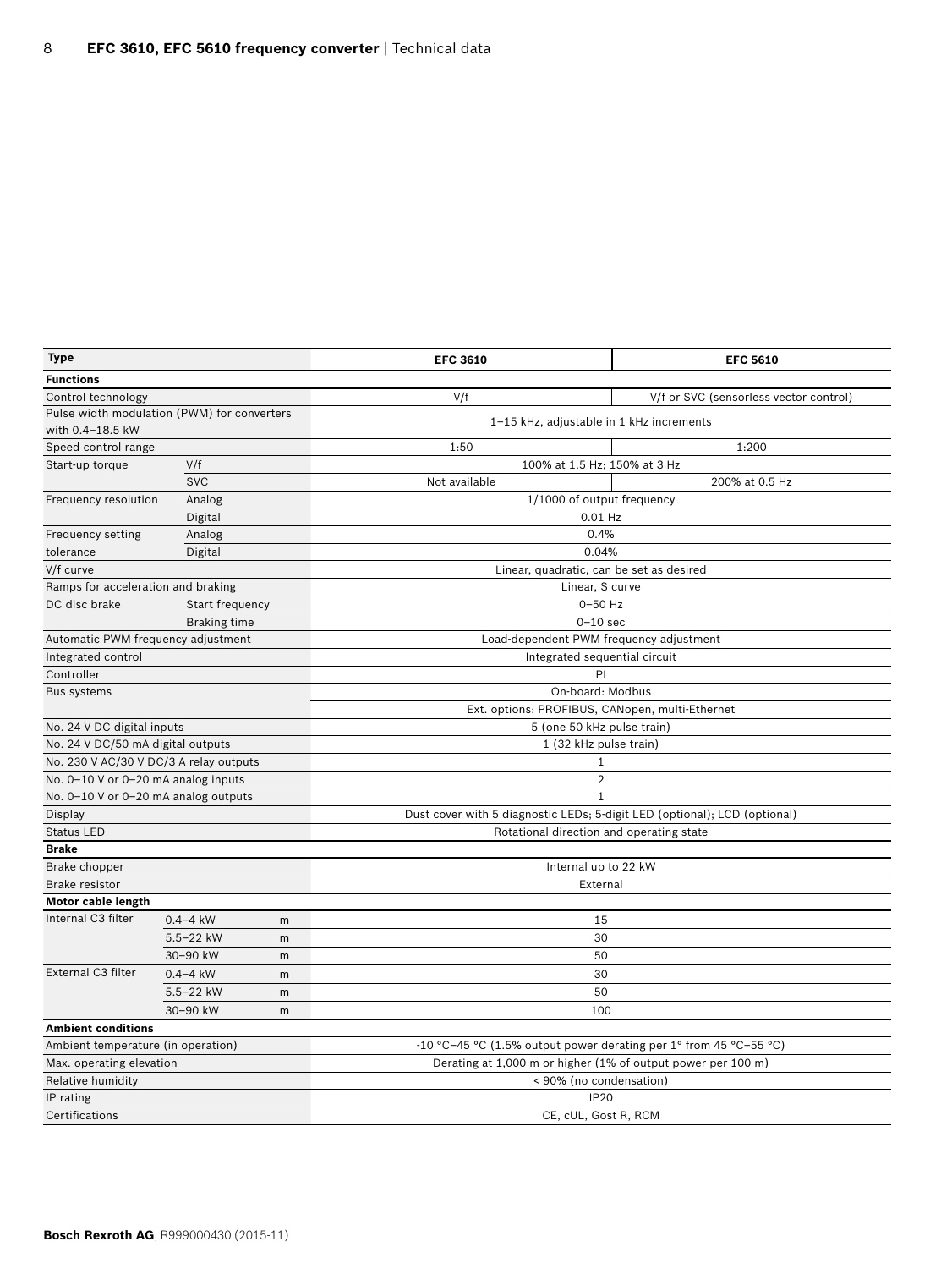| Type | | | EFC 3610 | EFC 5610 |
|---|---|---|---|---|
| **Functions** | | | | |
| Control technology | | | V/f | V/f or SVC (sensorless vector control) |
| Pulse width modulation (PWM) for converters with 0.4–18.5 kW | | | 1–15 kHz, adjustable in 1 kHz increments | |
| Speed control range | | | 1:50 | 1:200 |
| Start-up torque | V/f | | 100% at 1.5 Hz; 150% at 3 Hz | |
| | SVC | | Not available | 200% at 0.5 Hz |
| Frequency resolution | Analog | | 1/1000 of output frequency | |
| | Digital | | 0.01 Hz | |
| Frequency setting tolerance | Analog | | 0.4% | |
| | Digital | | 0.04% | |
| V/f curve | | | Linear, quadratic, can be set as desired | |
| Ramps for acceleration and braking | | | Linear, S curve | |
| DC disc brake | Start frequency | | 0–50 Hz | |
| | Braking time | | 0–10 sec | |
| Automatic PWM frequency adjustment | | | Load-dependent PWM frequency adjustment | |
| Integrated control | | | Integrated sequential circuit | |
| Controller | | | PI | |
| Bus systems | | | On-board: Modbus | |
| | | | Ext. options: PROFIBUS, CANopen, multi-Ethernet | |
| No. 24 V DC digital inputs | | | 5 (one 50 kHz pulse train) | |
| No. 24 V DC/50 mA digital outputs | | | 1 (32 kHz pulse train) | |
| No. 230 V AC/30 V DC/3 A relay outputs | | | 1 | |
| No. 0–10 V or 0–20 mA analog inputs | | | 2 | |
| No. 0–10 V or 0–20 mA analog outputs | | | 1 | |
| Display | | | Dust cover with 5 diagnostic LEDs; 5-digit LED (optional); LCD (optional) | |
| Status LED | | | Rotational direction and operating state | |
| **Brake** | | | | |
| Brake chopper | | | Internal up to 22 kW | |
| Brake resistor | | | External | |
| **Motor cable length** | | | | |
| Internal C3 filter | 0.4–4 kW | m | 15 | |
| | 5.5–22 kW | m | 30 | |
| | 30–90 kW | m | 50 | |
| External C3 filter | 0.4–4 kW | m | 30 | |
| | 5.5–22 kW | m | 50 | |
| | 30–90 kW | m | 100 | |
| **Ambient conditions** | | | | |
| Ambient temperature (in operation) | | | -10 °C–45 °C (1.5% output power derating per 1° from 45 °C–55 °C) | |
| Max. operating elevation | | | Derating at 1,000 m or higher (1% of output power per 100 m) | |
| Relative humidity | | | < 90% (no condensation) | |
| IP rating | | | IP20 | |
| Certifications | | | CE, cUL, Gost R, RCM | |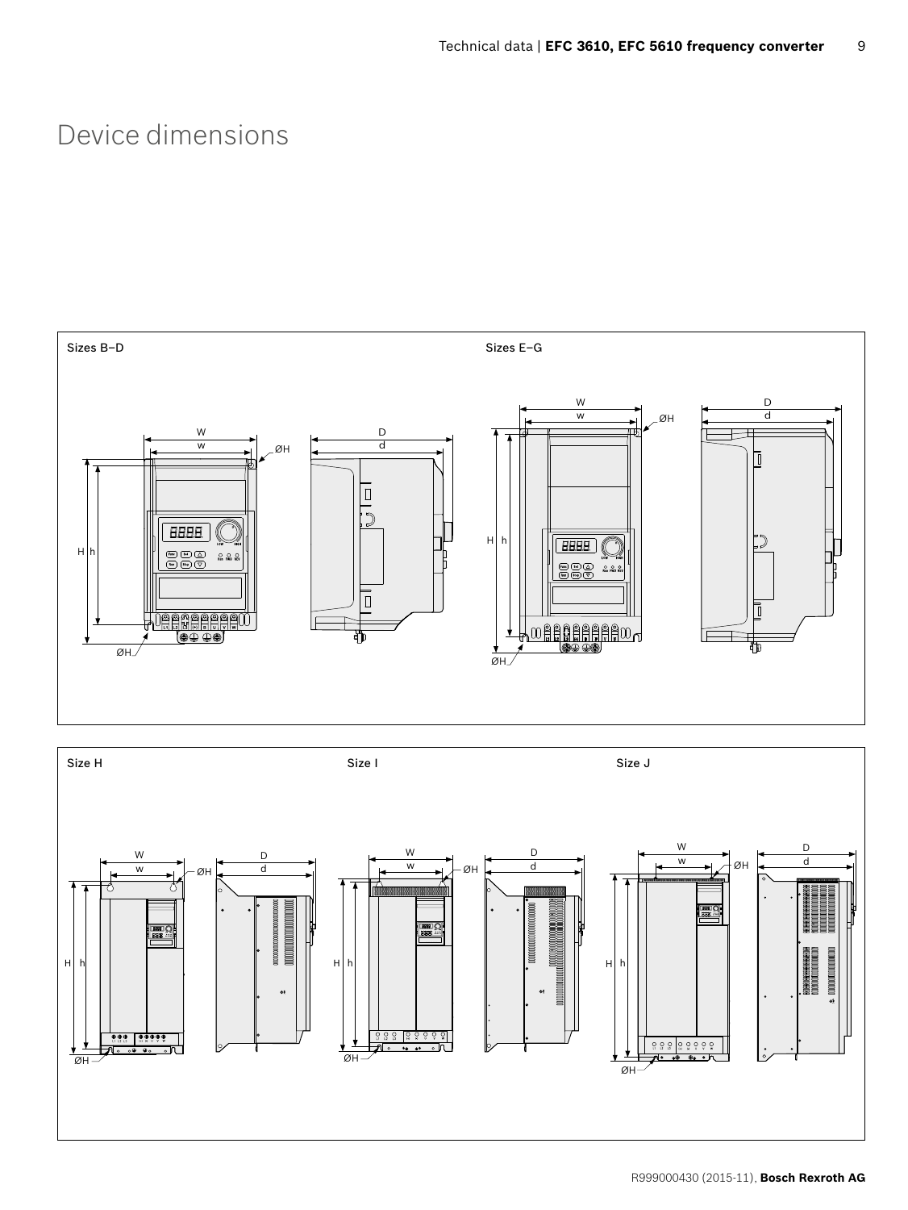# Device dimensions

Sizes B–D

Sizes E–G

Size H

Size I

Size J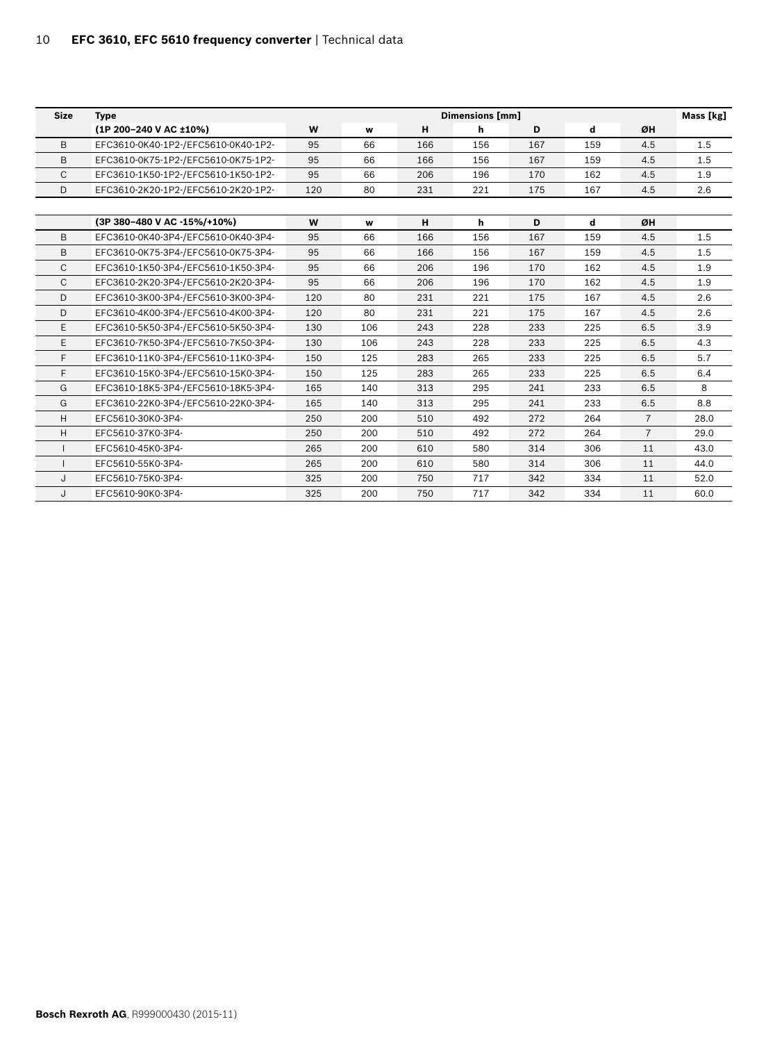| Size | Type | Dimensions [mm] | | | | | | | Mass [kg] |
|---|---|---|---|---|---|---|---|---|---|
| | (1P 200–240 V AC ±10%) | W | w | H | h | D | d | ØH | |
| B | EFC3610-0K40-1P2-/EFC5610-0K40-1P2- | 95 | 66 | 166 | 156 | 167 | 159 | 4.5 | 1.5 |
| B | EFC3610-0K75-1P2-/EFC5610-0K75-1P2- | 95 | 66 | 166 | 156 | 167 | 159 | 4.5 | 1.5 |
| C | EFC3610-1K50-1P2-/EFC5610-1K50-1P2- | 95 | 66 | 206 | 196 | 170 | 162 | 4.5 | 1.9 |
| D | EFC3610-2K20-1P2-/EFC5610-2K20-1P2- | 120 | 80 | 231 | 221 | 175 | 167 | 4.5 | 2.6 |
| | (3P 380–480 V AC -15%/+10%) | W | w | H | h | D | d | ØH | |
| B | EFC3610-0K40-3P4-/EFC5610-0K40-3P4- | 95 | 66 | 166 | 156 | 167 | 159 | 4.5 | 1.5 |
| B | EFC3610-0K75-3P4-/EFC5610-0K75-3P4- | 95 | 66 | 166 | 156 | 167 | 159 | 4.5 | 1.5 |
| C | EFC3610-1K50-3P4-/EFC5610-1K50-3P4- | 95 | 66 | 206 | 196 | 170 | 162 | 4.5 | 1.9 |
| C | EFC3610-2K20-3P4-/EFC5610-2K20-3P4- | 95 | 66 | 206 | 196 | 170 | 162 | 4.5 | 1.9 |
| D | EFC3610-3K00-3P4-/EFC5610-3K00-3P4- | 120 | 80 | 231 | 221 | 175 | 167 | 4.5 | 2.6 |
| D | EFC3610-4K00-3P4-/EFC5610-4K00-3P4- | 120 | 80 | 231 | 221 | 175 | 167 | 4.5 | 2.6 |
| E | EFC3610-5K50-3P4-/EFC5610-5K50-3P4- | 130 | 106 | 243 | 228 | 233 | 225 | 6.5 | 3.9 |
| E | EFC3610-7K50-3P4-/EFC5610-7K50-3P4- | 130 | 106 | 243 | 228 | 233 | 225 | 6.5 | 4.3 |
| F | EFC3610-11K0-3P4-/EFC5610-11K0-3P4- | 150 | 125 | 283 | 265 | 233 | 225 | 6.5 | 5.7 |
| F | EFC3610-15K0-3P4-/EFC5610-15K0-3P4- | 150 | 125 | 283 | 265 | 233 | 225 | 6.5 | 6.4 |
| G | EFC3610-18K5-3P4-/EFC5610-18K5-3P4- | 165 | 140 | 313 | 295 | 241 | 233 | 6.5 | 8 |
| G | EFC3610-22K0-3P4-/EFC5610-22K0-3P4- | 165 | 140 | 313 | 295 | 241 | 233 | 6.5 | 8.8 |
| H | EFC5610-30K0-3P4- | 250 | 200 | 510 | 492 | 272 | 264 | 7 | 28.0 |
| H | EFC5610-37K0-3P4- | 250 | 200 | 510 | 492 | 272 | 264 | 7 | 29.0 |
| I | EFC5610-45K0-3P4- | 265 | 200 | 610 | 580 | 314 | 306 | 11 | 43.0 |
| I | EFC5610-55K0-3P4- | 265 | 200 | 610 | 580 | 314 | 306 | 11 | 44.0 |
| J | EFC5610-75K0-3P4- | 325 | 200 | 750 | 717 | 342 | 334 | 11 | 52.0 |
| J | EFC5610-90K0-3P4- | 325 | 200 | 750 | 717 | 342 | 334 | 11 | 60.0 |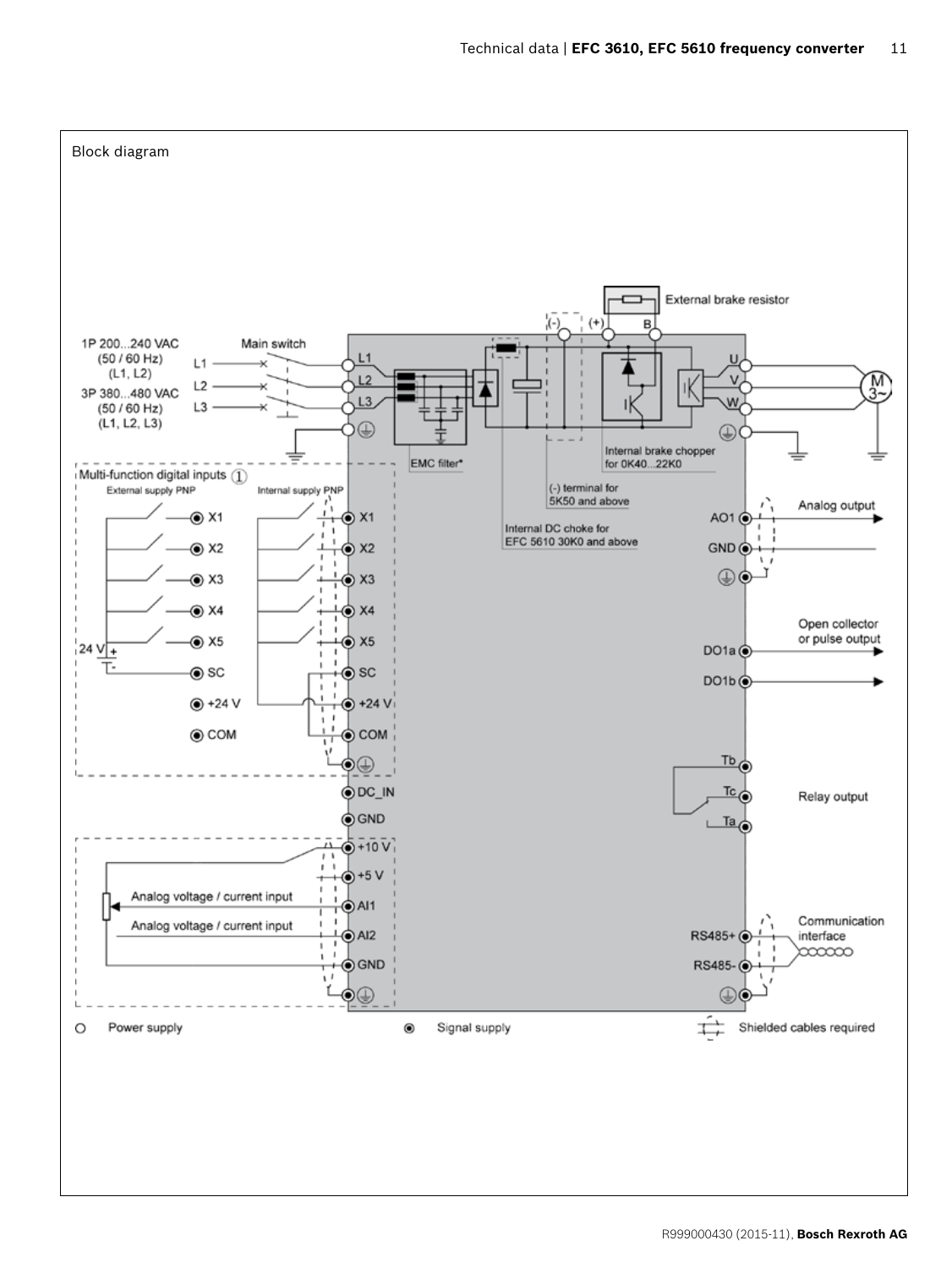Block diagram

External brake resistor

(-) (+) B

1P 200...240 VAC (50 / 60 Hz) (L1, L2)

3P 380...480 VAC (50 / 60 Hz) (L1, L2, L3)

Main switch

L1 L2 L3

U V W

M 3~

EMC filter*

Internal brake chopper for 0K40...22K0

(-) terminal for 5K50 and above

Internal DC choke for EFC 5610 30K0 and above

Multi-function digital inputs ①

External supply PNP: X1, X2, X3, X4, X5, SC, +24 V, COM, 24 V

Internal supply PNP: X1, X2, X3, X4, X5, SC, +24 V, COM

AO1, GND — Analog output

DO1a, DO1b — Open collector or pulse output

Tb, Tc, Ta — Relay output

DC_IN

GND

+10 V

+5 V

AI1 — Analog voltage / current input

AI2 — Analog voltage / current input

GND

RS485+, RS485- — Communication interface

○ Power supply

◉ Signal supply

Shielded cables required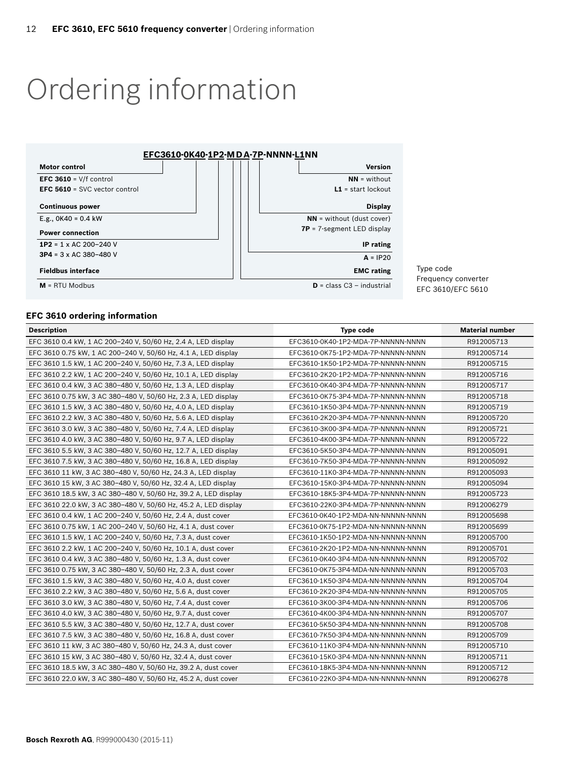# Ordering information

**EFC3610-0K40-1P2-MDA-7P-NNNN-L1NN**

**Motor control**
**EFC 3610** = V/f control
**EFC 5610** = SVC vector control

**Continuous power**
E.g., 0K40 = 0.4 kW

**Power connection**
**1P2** = 1 x AC 200–240 V
**3P4** = 3 x AC 380–480 V

**Fieldbus interface**
**M** = RTU Modbus

**Version**
**NN** = without
**L1** = start lockout

**Display**
**NN** = without (dust cover)
**7P** = 7-segment LED display

**IP rating**
**A** = IP20

**EMC rating**
**D** = class C3 – industrial

Type code
Frequency converter
EFC 3610/EFC 5610

**EFC 3610 ordering information**

| Description | Type code | Material number |
|---|---|---|
| EFC 3610 0.4 kW, 1 AC 200–240 V, 50/60 Hz, 2.4 A, LED display | EFC3610-0K40-1P2-MDA-7P-NNNNN-NNNN | R912005713 |
| EFC 3610 0.75 kW, 1 AC 200–240 V, 50/60 Hz, 4.1 A, LED display | EFC3610-0K75-1P2-MDA-7P-NNNNN-NNNN | R912005714 |
| EFC 3610 1.5 kW, 1 AC 200–240 V, 50/60 Hz, 7.3 A, LED display | EFC3610-1K50-1P2-MDA-7P-NNNNN-NNNN | R912005715 |
| EFC 3610 2.2 kW, 1 AC 200–240 V, 50/60 Hz, 10.1 A, LED display | EFC3610-2K20-1P2-MDA-7P-NNNNN-NNNN | R912005716 |
| EFC 3610 0.4 kW, 3 AC 380–480 V, 50/60 Hz, 1.3 A, LED display | EFC3610-0K40-3P4-MDA-7P-NNNNN-NNNN | R912005717 |
| EFC 3610 0.75 kW, 3 AC 380–480 V, 50/60 Hz, 2.3 A, LED display | EFC3610-0K75-3P4-MDA-7P-NNNNN-NNNN | R912005718 |
| EFC 3610 1.5 kW, 3 AC 380–480 V, 50/60 Hz, 4.0 A, LED display | EFC3610-1K50-3P4-MDA-7P-NNNNN-NNNN | R912005719 |
| EFC 3610 2.2 kW, 3 AC 380–480 V, 50/60 Hz, 5.6 A, LED display | EFC3610-2K20-3P4-MDA-7P-NNNNN-NNNN | R912005720 |
| EFC 3610 3.0 kW, 3 AC 380–480 V, 50/60 Hz, 7.4 A, LED display | EFC3610-3K00-3P4-MDA-7P-NNNNN-NNNN | R912005721 |
| EFC 3610 4.0 kW, 3 AC 380–480 V, 50/60 Hz, 9.7 A, LED display | EFC3610-4K00-3P4-MDA-7P-NNNNN-NNNN | R912005722 |
| EFC 3610 5.5 kW, 3 AC 380–480 V, 50/60 Hz, 12.7 A, LED display | EFC3610-5K50-3P4-MDA-7P-NNNNN-NNNN | R912005091 |
| EFC 3610 7.5 kW, 3 AC 380–480 V, 50/60 Hz, 16.8 A, LED display | EFC3610-7K50-3P4-MDA-7P-NNNNN-NNNN | R912005092 |
| EFC 3610 11 kW, 3 AC 380–480 V, 50/60 Hz, 24.3 A, LED display | EFC3610-11K0-3P4-MDA-7P-NNNNN-NNNN | R912005093 |
| EFC 3610 15 kW, 3 AC 380–480 V, 50/60 Hz, 32.4 A, LED display | EFC3610-15K0-3P4-MDA-7P-NNNNN-NNNN | R912005094 |
| EFC 3610 18.5 kW, 3 AC 380–480 V, 50/60 Hz, 39.2 A, LED display | EFC3610-18K5-3P4-MDA-7P-NNNNN-NNNN | R912005723 |
| EFC 3610 22.0 kW, 3 AC 380–480 V, 50/60 Hz, 45.2 A, LED display | EFC3610-22K0-3P4-MDA-7P-NNNNN-NNNN | R912006279 |
| EFC 3610 0.4 kW, 1 AC 200–240 V, 50/60 Hz, 2.4 A, dust cover | EFC3610-0K40-1P2-MDA-NN-NNNNN-NNNN | R912005698 |
| EFC 3610 0.75 kW, 1 AC 200–240 V, 50/60 Hz, 4.1 A, dust cover | EFC3610-0K75-1P2-MDA-NN-NNNNN-NNNN | R912005699 |
| EFC 3610 1.5 kW, 1 AC 200–240 V, 50/60 Hz, 7.3 A, dust cover | EFC3610-1K50-1P2-MDA-NN-NNNNN-NNNN | R912005700 |
| EFC 3610 2.2 kW, 1 AC 200–240 V, 50/60 Hz, 10.1 A, dust cover | EFC3610-2K20-1P2-MDA-NN-NNNNN-NNNN | R912005701 |
| EFC 3610 0.4 kW, 3 AC 380–480 V, 50/60 Hz, 1.3 A, dust cover | EFC3610-0K40-3P4-MDA-NN-NNNNN-NNNN | R912005702 |
| EFC 3610 0.75 kW, 3 AC 380–480 V, 50/60 Hz, 2.3 A, dust cover | EFC3610-0K75-3P4-MDA-NN-NNNNN-NNNN | R912005703 |
| EFC 3610 1.5 kW, 3 AC 380–480 V, 50/60 Hz, 4.0 A, dust cover | EFC3610-1K50-3P4-MDA-NN-NNNNN-NNNN | R912005704 |
| EFC 3610 2.2 kW, 3 AC 380–480 V, 50/60 Hz, 5.6 A, dust cover | EFC3610-2K20-3P4-MDA-NN-NNNNN-NNNN | R912005705 |
| EFC 3610 3.0 kW, 3 AC 380–480 V, 50/60 Hz, 7.4 A, dust cover | EFC3610-3K00-3P4-MDA-NN-NNNNN-NNNN | R912005706 |
| EFC 3610 4.0 kW, 3 AC 380–480 V, 50/60 Hz, 9.7 A, dust cover | EFC3610-4K00-3P4-MDA-NN-NNNNN-NNNN | R912005707 |
| EFC 3610 5.5 kW, 3 AC 380–480 V, 50/60 Hz, 12.7 A, dust cover | EFC3610-5K50-3P4-MDA-NN-NNNNN-NNNN | R912005708 |
| EFC 3610 7.5 kW, 3 AC 380–480 V, 50/60 Hz, 16.8 A, dust cover | EFC3610-7K50-3P4-MDA-NN-NNNNN-NNNN | R912005709 |
| EFC 3610 11 kW, 3 AC 380–480 V, 50/60 Hz, 24.3 A, dust cover | EFC3610-11K0-3P4-MDA-NN-NNNNN-NNNN | R912005710 |
| EFC 3610 15 kW, 3 AC 380–480 V, 50/60 Hz, 32.4 A, dust cover | EFC3610-15K0-3P4-MDA-NN-NNNNN-NNNN | R912005711 |
| EFC 3610 18.5 kW, 3 AC 380–480 V, 50/60 Hz, 39.2 A, dust cover | EFC3610-18K5-3P4-MDA-NN-NNNNN-NNNN | R912005712 |
| EFC 3610 22.0 kW, 3 AC 380–480 V, 50/60 Hz, 45.2 A, dust cover | EFC3610-22K0-3P4-MDA-NN-NNNNN-NNNN | R912006278 |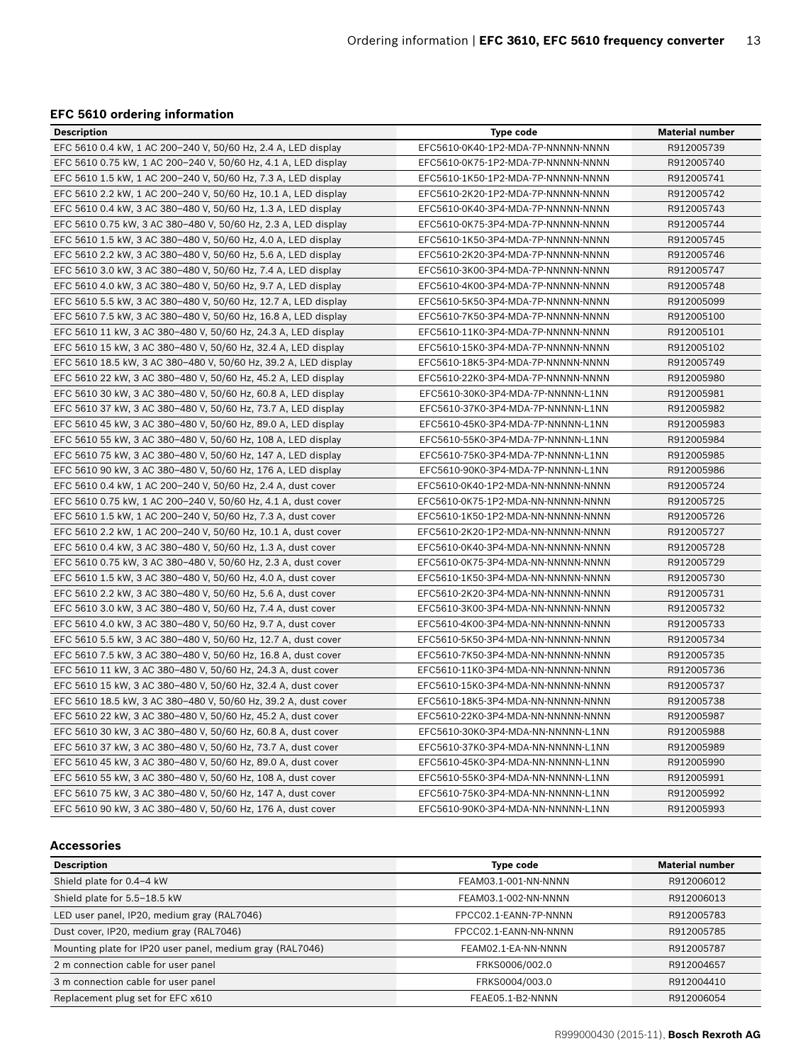### EFC 5610 ordering information

| Description | Type code | Material number |
|---|---|---|
| EFC 5610 0.4 kW, 1 AC 200–240 V, 50/60 Hz, 2.4 A, LED display | EFC5610-0K40-1P2-MDA-7P-NNNNN-NNNN | R912005739 |
| EFC 5610 0.75 kW, 1 AC 200–240 V, 50/60 Hz, 4.1 A, LED display | EFC5610-0K75-1P2-MDA-7P-NNNNN-NNNN | R912005740 |
| EFC 5610 1.5 kW, 1 AC 200–240 V, 50/60 Hz, 7.3 A, LED display | EFC5610-1K50-1P2-MDA-7P-NNNNN-NNNN | R912005741 |
| EFC 5610 2.2 kW, 1 AC 200–240 V, 50/60 Hz, 10.1 A, LED display | EFC5610-2K20-1P2-MDA-7P-NNNNN-NNNN | R912005742 |
| EFC 5610 0.4 kW, 3 AC 380–480 V, 50/60 Hz, 1.3 A, LED display | EFC5610-0K40-3P4-MDA-7P-NNNNN-NNNN | R912005743 |
| EFC 5610 0.75 kW, 3 AC 380–480 V, 50/60 Hz, 2.3 A, LED display | EFC5610-0K75-3P4-MDA-7P-NNNNN-NNNN | R912005744 |
| EFC 5610 1.5 kW, 3 AC 380–480 V, 50/60 Hz, 4.0 A, LED display | EFC5610-1K50-3P4-MDA-7P-NNNNN-NNNN | R912005745 |
| EFC 5610 2.2 kW, 3 AC 380–480 V, 50/60 Hz, 5.6 A, LED display | EFC5610-2K20-3P4-MDA-7P-NNNNN-NNNN | R912005746 |
| EFC 5610 3.0 kW, 3 AC 380–480 V, 50/60 Hz, 7.4 A, LED display | EFC5610-3K00-3P4-MDA-7P-NNNNN-NNNN | R912005747 |
| EFC 5610 4.0 kW, 3 AC 380–480 V, 50/60 Hz, 9.7 A, LED display | EFC5610-4K00-3P4-MDA-7P-NNNNN-NNNN | R912005748 |
| EFC 5610 5.5 kW, 3 AC 380–480 V, 50/60 Hz, 12.7 A, LED display | EFC5610-5K50-3P4-MDA-7P-NNNNN-NNNN | R912005099 |
| EFC 5610 7.5 kW, 3 AC 380–480 V, 50/60 Hz, 16.8 A, LED display | EFC5610-7K50-3P4-MDA-7P-NNNNN-NNNN | R912005100 |
| EFC 5610 11 kW, 3 AC 380–480 V, 50/60 Hz, 24.3 A, LED display | EFC5610-11K0-3P4-MDA-7P-NNNNN-NNNN | R912005101 |
| EFC 5610 15 kW, 3 AC 380–480 V, 50/60 Hz, 32.4 A, LED display | EFC5610-15K0-3P4-MDA-7P-NNNNN-NNNN | R912005102 |
| EFC 5610 18.5 kW, 3 AC 380–480 V, 50/60 Hz, 39.2 A, LED display | EFC5610-18K5-3P4-MDA-7P-NNNNN-NNNN | R912005749 |
| EFC 5610 22 kW, 3 AC 380–480 V, 50/60 Hz, 45.2 A, LED display | EFC5610-22K0-3P4-MDA-7P-NNNNN-NNNN | R912005980 |
| EFC 5610 30 kW, 3 AC 380–480 V, 50/60 Hz, 60.8 A, LED display | EFC5610-30K0-3P4-MDA-7P-NNNNN-L1NN | R912005981 |
| EFC 5610 37 kW, 3 AC 380–480 V, 50/60 Hz, 73.7 A, LED display | EFC5610-37K0-3P4-MDA-7P-NNNNN-L1NN | R912005982 |
| EFC 5610 45 kW, 3 AC 380–480 V, 50/60 Hz, 89.0 A, LED display | EFC5610-45K0-3P4-MDA-7P-NNNNN-L1NN | R912005983 |
| EFC 5610 55 kW, 3 AC 380–480 V, 50/60 Hz, 108 A, LED display | EFC5610-55K0-3P4-MDA-7P-NNNNN-L1NN | R912005984 |
| EFC 5610 75 kW, 3 AC 380–480 V, 50/60 Hz, 147 A, LED display | EFC5610-75K0-3P4-MDA-7P-NNNNN-L1NN | R912005985 |
| EFC 5610 90 kW, 3 AC 380–480 V, 50/60 Hz, 176 A, LED display | EFC5610-90K0-3P4-MDA-7P-NNNNN-L1NN | R912005986 |
| EFC 5610 0.4 kW, 1 AC 200–240 V, 50/60 Hz, 2.4 A, dust cover | EFC5610-0K40-1P2-MDA-NN-NNNNN-NNNN | R912005724 |
| EFC 5610 0.75 kW, 1 AC 200–240 V, 50/60 Hz, 4.1 A, dust cover | EFC5610-0K75-1P2-MDA-NN-NNNNN-NNNN | R912005725 |
| EFC 5610 1.5 kW, 1 AC 200–240 V, 50/60 Hz, 7.3 A, dust cover | EFC5610-1K50-1P2-MDA-NN-NNNNN-NNNN | R912005726 |
| EFC 5610 2.2 kW, 1 AC 200–240 V, 50/60 Hz, 10.1 A, dust cover | EFC5610-2K20-1P2-MDA-NN-NNNNN-NNNN | R912005727 |
| EFC 5610 0.4 kW, 3 AC 380–480 V, 50/60 Hz, 1.3 A, dust cover | EFC5610-0K40-3P4-MDA-NN-NNNNN-NNNN | R912005728 |
| EFC 5610 0.75 kW, 3 AC 380–480 V, 50/60 Hz, 2.3 A, dust cover | EFC5610-0K75-3P4-MDA-NN-NNNNN-NNNN | R912005729 |
| EFC 5610 1.5 kW, 3 AC 380–480 V, 50/60 Hz, 4.0 A, dust cover | EFC5610-1K50-3P4-MDA-NN-NNNNN-NNNN | R912005730 |
| EFC 5610 2.2 kW, 3 AC 380–480 V, 50/60 Hz, 5.6 A, dust cover | EFC5610-2K20-3P4-MDA-NN-NNNNN-NNNN | R912005731 |
| EFC 5610 3.0 kW, 3 AC 380–480 V, 50/60 Hz, 7.4 A, dust cover | EFC5610-3K00-3P4-MDA-NN-NNNNN-NNNN | R912005732 |
| EFC 5610 4.0 kW, 3 AC 380–480 V, 50/60 Hz, 9.7 A, dust cover | EFC5610-4K00-3P4-MDA-NN-NNNNN-NNNN | R912005733 |
| EFC 5610 5.5 kW, 3 AC 380–480 V, 50/60 Hz, 12.7 A, dust cover | EFC5610-5K50-3P4-MDA-NN-NNNNN-NNNN | R912005734 |
| EFC 5610 7.5 kW, 3 AC 380–480 V, 50/60 Hz, 16.8 A, dust cover | EFC5610-7K50-3P4-MDA-NN-NNNNN-NNNN | R912005735 |
| EFC 5610 11 kW, 3 AC 380–480 V, 50/60 Hz, 24.3 A, dust cover | EFC5610-11K0-3P4-MDA-NN-NNNNN-NNNN | R912005736 |
| EFC 5610 15 kW, 3 AC 380–480 V, 50/60 Hz, 32.4 A, dust cover | EFC5610-15K0-3P4-MDA-NN-NNNNN-NNNN | R912005737 |
| EFC 5610 18.5 kW, 3 AC 380–480 V, 50/60 Hz, 39.2 A, dust cover | EFC5610-18K5-3P4-MDA-NN-NNNNN-NNNN | R912005738 |
| EFC 5610 22 kW, 3 AC 380–480 V, 50/60 Hz, 45.2 A, dust cover | EFC5610-22K0-3P4-MDA-NN-NNNNN-NNNN | R912005987 |
| EFC 5610 30 kW, 3 AC 380–480 V, 50/60 Hz, 60.8 A, dust cover | EFC5610-30K0-3P4-MDA-NN-NNNNN-L1NN | R912005988 |
| EFC 5610 37 kW, 3 AC 380–480 V, 50/60 Hz, 73.7 A, dust cover | EFC5610-37K0-3P4-MDA-NN-NNNNN-L1NN | R912005989 |
| EFC 5610 45 kW, 3 AC 380–480 V, 50/60 Hz, 89.0 A, dust cover | EFC5610-45K0-3P4-MDA-NN-NNNNN-L1NN | R912005990 |
| EFC 5610 55 kW, 3 AC 380–480 V, 50/60 Hz, 108 A, dust cover | EFC5610-55K0-3P4-MDA-NN-NNNNN-L1NN | R912005991 |
| EFC 5610 75 kW, 3 AC 380–480 V, 50/60 Hz, 147 A, dust cover | EFC5610-75K0-3P4-MDA-NN-NNNNN-L1NN | R912005992 |
| EFC 5610 90 kW, 3 AC 380–480 V, 50/60 Hz, 176 A, dust cover | EFC5610-90K0-3P4-MDA-NN-NNNNN-L1NN | R912005993 |

### Accessories

| Description | Type code | Material number |
|---|---|---|
| Shield plate for 0.4–4 kW | FEAM03.1-001-NN-NNNN | R912006012 |
| Shield plate for 5.5–18.5 kW | FEAM03.1-002-NN-NNNN | R912006013 |
| LED user panel, IP20, medium gray (RAL7046) | FPCC02.1-EANN-7P-NNNN | R912005783 |
| Dust cover, IP20, medium gray (RAL7046) | FPCC02.1-EANN-NN-NNNN | R912005785 |
| Mounting plate for IP20 user panel, medium gray (RAL7046) | FEAM02.1-EA-NN-NNNN | R912005787 |
| 2 m connection cable for user panel | FRKS0006/002.0 | R912004657 |
| 3 m connection cable for user panel | FRKS0004/003.0 | R912004410 |
| Replacement plug set for EFC x610 | FEAE05.1-B2-NNNN | R912006054 |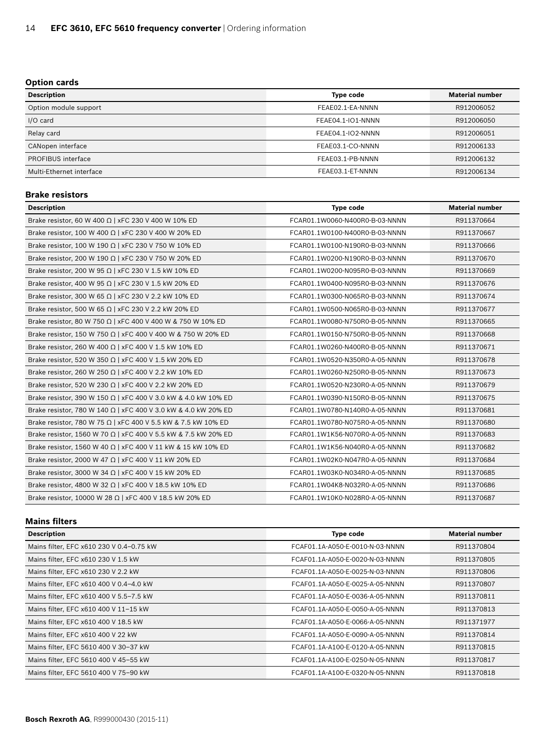## Option cards

| Description | Type code | Material number |
| --- | --- | --- |
| Option module support | FEAE02.1-EA-NNNN | R912006052 |
| I/O card | FEAE04.1-IO1-NNNN | R912006050 |
| Relay card | FEAE04.1-IO2-NNNN | R912006051 |
| CANopen interface | FEAE03.1-CO-NNNN | R912006133 |
| PROFIBUS interface | FEAE03.1-PB-NNNN | R912006132 |
| Multi-Ethernet interface | FEAE03.1-ET-NNNN | R912006134 |

## Brake resistors

| Description | Type code | Material number |
| --- | --- | --- |
| Brake resistor, 60 W 400 Ω \| xFC 230 V 400 W 10% ED | FCAR01.1W0060-N400R0-B-03-NNNN | R911370664 |
| Brake resistor, 100 W 400 Ω \| xFC 230 V 400 W 20% ED | FCAR01.1W0100-N400R0-B-03-NNNN | R911370667 |
| Brake resistor, 100 W 190 Ω \| xFC 230 V 750 W 10% ED | FCAR01.1W0100-N190R0-B-03-NNNN | R911370666 |
| Brake resistor, 200 W 190 Ω \| xFC 230 V 750 W 20% ED | FCAR01.1W0200-N190R0-B-03-NNNN | R911370670 |
| Brake resistor, 200 W 95 Ω \| xFC 230 V 1.5 kW 10% ED | FCAR01.1W0200-N095R0-B-03-NNNN | R911370669 |
| Brake resistor, 400 W 95 Ω \| xFC 230 V 1.5 kW 20% ED | FCAR01.1W0400-N095R0-B-03-NNNN | R911370676 |
| Brake resistor, 300 W 65 Ω \| xFC 230 V 2.2 kW 10% ED | FCAR01.1W0300-N065R0-B-03-NNNN | R911370674 |
| Brake resistor, 500 W 65 Ω \| xFC 230 V 2.2 kW 20% ED | FCAR01.1W0500-N065R0-B-03-NNNN | R911370677 |
| Brake resistor, 80 W 750 Ω \| xFC 400 V 400 W & 750 W 10% ED | FCAR01.1W0080-N750R0-B-05-NNNN | R911370665 |
| Brake resistor, 150 W 750 Ω \| xFC 400 V 400 W & 750 W 20% ED | FCAR01.1W0150-N750R0-B-05-NNNN | R911370668 |
| Brake resistor, 260 W 400 Ω \| xFC 400 V 1.5 kW 10% ED | FCAR01.1W0260-N400R0-B-05-NNNN | R911370671 |
| Brake resistor, 520 W 350 Ω \| xFC 400 V 1.5 kW 20% ED | FCAR01.1W0520-N350R0-A-05-NNNN | R911370678 |
| Brake resistor, 260 W 250 Ω \| xFC 400 V 2.2 kW 10% ED | FCAR01.1W0260-N250R0-B-05-NNNN | R911370673 |
| Brake resistor, 520 W 230 Ω \| xFC 400 V 2.2 kW 20% ED | FCAR01.1W0520-N230R0-A-05-NNNN | R911370679 |
| Brake resistor, 390 W 150 Ω \| xFC 400 V 3.0 kW & 4.0 kW 10% ED | FCAR01.1W0390-N150R0-B-05-NNNN | R911370675 |
| Brake resistor, 780 W 140 Ω \| xFC 400 V 3.0 kW & 4.0 kW 20% ED | FCAR01.1W0780-N140R0-A-05-NNNN | R911370681 |
| Brake resistor, 780 W 75 Ω \| xFC 400 V 5.5 kW & 7.5 kW 10% ED | FCAR01.1W0780-N075R0-A-05-NNNN | R911370680 |
| Brake resistor, 1560 W 70 Ω \| xFC 400 V 5.5 kW & 7.5 kW 20% ED | FCAR01.1W1K56-N070R0-A-05-NNNN | R911370683 |
| Brake resistor, 1560 W 40 Ω \| xFC 400 V 11 kW & 15 kW 10% ED | FCAR01.1W1K56-N040R0-A-05-NNNN | R911370682 |
| Brake resistor, 2000 W 47 Ω \| xFC 400 V 11 kW 20% ED | FCAR01.1W02K0-N047R0-A-05-NNNN | R911370684 |
| Brake resistor, 3000 W 34 Ω \| xFC 400 V 15 kW 20% ED | FCAR01.1W03K0-N034R0-A-05-NNNN | R911370685 |
| Brake resistor, 4800 W 32 Ω \| xFC 400 V 18.5 kW 10% ED | FCAR01.1W04K8-N032R0-A-05-NNNN | R911370686 |
| Brake resistor, 10000 W 28 Ω \| xFC 400 V 18.5 kW 20% ED | FCAR01.1W10K0-N028R0-A-05-NNNN | R911370687 |

## Mains filters

| Description | Type code | Material number |
| --- | --- | --- |
| Mains filter, EFC x610 230 V 0.4–0.75 kW | FCAF01.1A-A050-E-0010-N-03-NNNN | R911370804 |
| Mains filter, EFC x610 230 V 1.5 kW | FCAF01.1A-A050-E-0020-N-03-NNNN | R911370805 |
| Mains filter, EFC x610 230 V 2.2 kW | FCAF01.1A-A050-E-0025-N-03-NNNN | R911370806 |
| Mains filter, EFC x610 400 V 0.4–4.0 kW | FCAF01.1A-A050-E-0025-A-05-NNNN | R911370807 |
| Mains filter, EFC x610 400 V 5.5–7.5 kW | FCAF01.1A-A050-E-0036-A-05-NNNN | R911370811 |
| Mains filter, EFC x610 400 V 11–15 kW | FCAF01.1A-A050-E-0050-A-05-NNNN | R911370813 |
| Mains filter, EFC x610 400 V 18.5 kW | FCAF01.1A-A050-E-0066-A-05-NNNN | R911371977 |
| Mains filter, EFC x610 400 V 22 kW | FCAF01.1A-A050-E-0090-A-05-NNNN | R911370814 |
| Mains filter, EFC 5610 400 V 30–37 kW | FCAF01.1A-A100-E-0120-A-05-NNNN | R911370815 |
| Mains filter, EFC 5610 400 V 45–55 kW | FCAF01.1A-A100-E-0250-N-05-NNNN | R911370817 |
| Mains filter, EFC 5610 400 V 75–90 kW | FCAF01.1A-A100-E-0320-N-05-NNNN | R911370818 |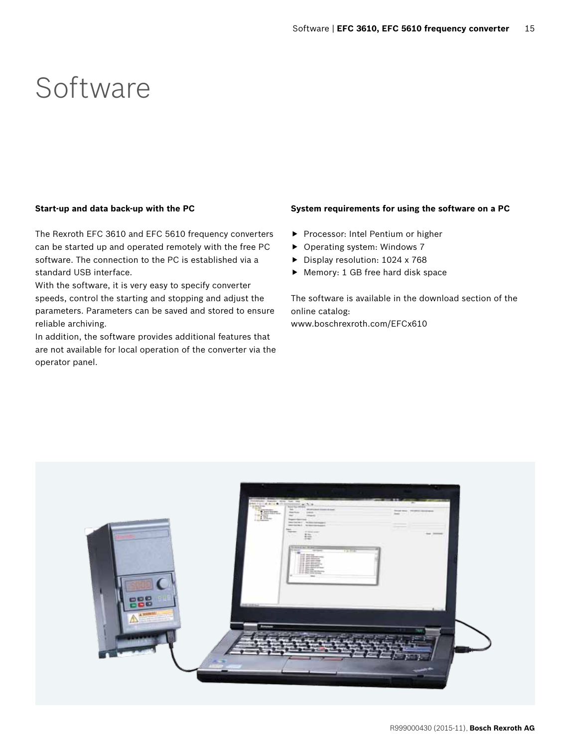# Software

**Start-up and data back-up with the PC**

The Rexroth EFC 3610 and EFC 5610 frequency converters can be started up and operated remotely with the free PC software. The connection to the PC is established via a standard USB interface.
With the software, it is very easy to specify converter speeds, control the starting and stopping and adjust the parameters. Parameters can be saved and stored to ensure reliable archiving.
In addition, the software provides additional features that are not available for local operation of the converter via the operator panel.

**System requirements for using the software on a PC**

- Processor: Intel Pentium or higher
- Operating system: Windows 7
- Display resolution: 1024 x 768
- Memory: 1 GB free hard disk space

The software is available in the download section of the online catalog:
www.boschrexroth.com/EFCx610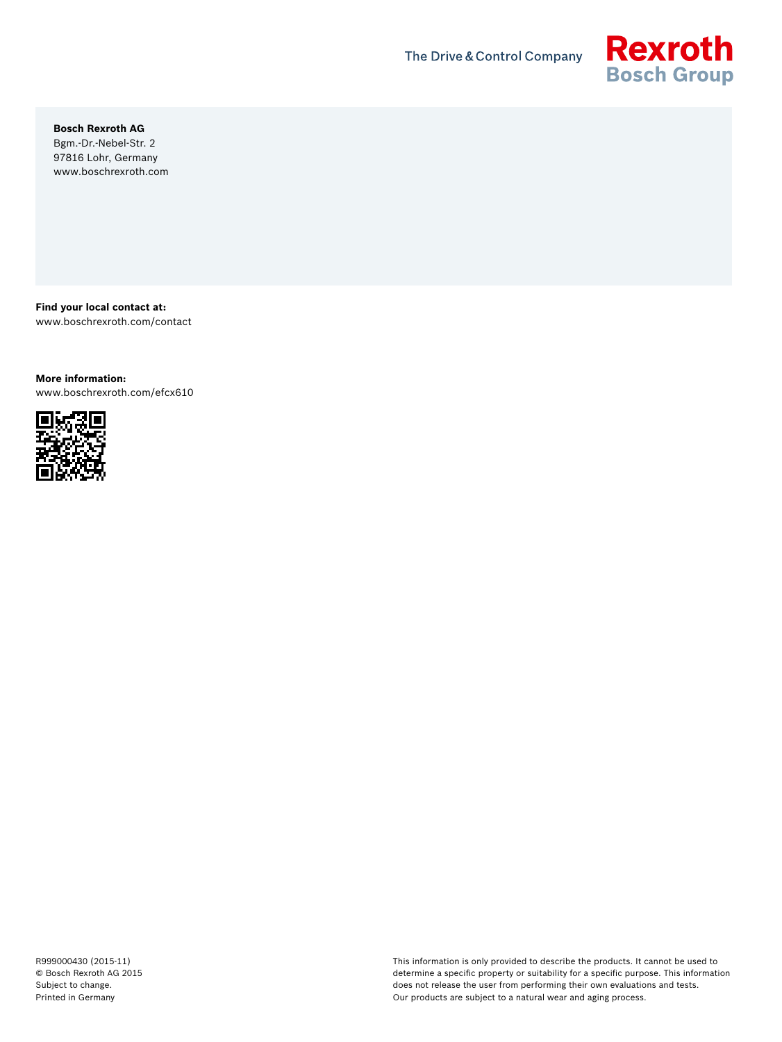The Drive & Control Company

**Rexroth**
**Bosch Group**

**Bosch Rexroth AG**
Bgm.-Dr.-Nebel-Str. 2
97816 Lohr, Germany
www.boschrexroth.com

**Find your local contact at:**
www.boschrexroth.com/contact

**More information:**
www.boschrexroth.com/efcx610

R999000430 (2015-11)
© Bosch Rexroth AG 2015
Subject to change.
Printed in Germany

This information is only provided to describe the products. It cannot be used to determine a specific property or suitability for a specific purpose. This information does not release the user from performing their own evaluations and tests. Our products are subject to a natural wear and aging process.